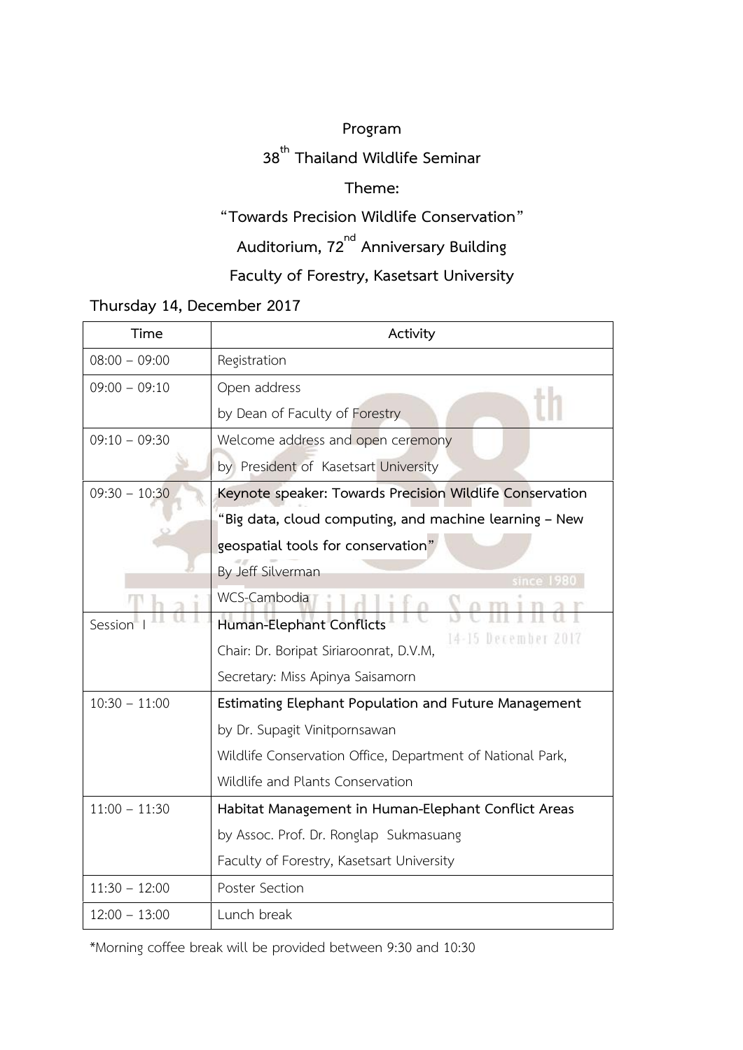# Program

## 38th Thailand Wildlife Seminar

## Theme:

## "Towards Precision Wildlife Conservation"

## Auditorium, 72nd Anniversary Building

## Faculty of Forestry, Kasetsart University

**Thursday 14, December 2017**

| Time | Activity |
|---|---|
| 08:00 – 09:00 | Registration |
| 09:00 – 09:10 | Open address<br>by Dean of Faculty of Forestry |
| 09:10 – 09:30 | Welcome address and open ceremony<br>by President of Kasetsart University |
| 09:30 – 10:30 | **Keynote speaker: Towards Precision Wildlife Conservation**<br>**"Big data, cloud computing, and machine learning – New geospatial tools for conservation"**<br>By Jeff Silverman<br>WCS-Cambodia |
| Session I | **Human-Elephant Conflicts**<br>Chair: Dr. Boripat Siriaroonrat, D.V.M,<br>Secretary: Miss Apinya Saisamorn |
| 10:30 – 11:00 | **Estimating Elephant Population and Future Management**<br>by Dr. Supagit Vinitpornsawan<br>Wildlife Conservation Office, Department of National Park, Wildlife and Plants Conservation |
| 11:00 – 11:30 | **Habitat Management in Human-Elephant Conflict Areas**<br>by Assoc. Prof. Dr. Ronglap Sukmasuang<br>Faculty of Forestry, Kasetsart University |
| 11:30 – 12:00 | Poster Section |
| 12:00 – 13:00 | Lunch break |

*Morning coffee break will be provided between 9:30 and 10:30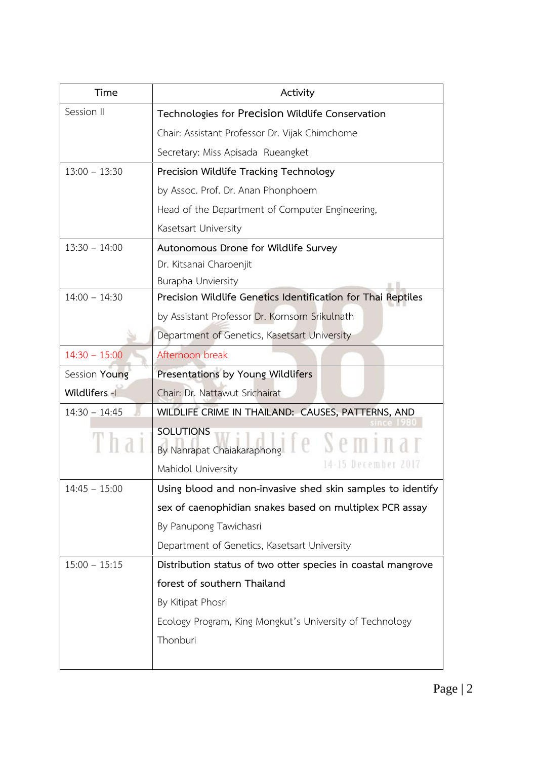| Time | Activity |
|---|---|
| Session II | Technologies for Precision Wildlife Conservation<br>Chair: Assistant Professor Dr. Vijak Chimchome<br>Secretary: Miss Apisada Rueangket |
| 13:00 – 13:30 | Precision Wildlife Tracking Technology<br>by Assoc. Prof. Dr. Anan Phonphoem<br>Head of the Department of Computer Engineering, Kasetsart University |
| 13:30 – 14:00 | Autonomous Drone for Wildlife Survey<br>Dr. Kitsanai Charoenjit<br>Burapha Unviersity |
| 14:00 – 14:30 | Precision Wildlife Genetics Identification for Thai Reptiles<br>by Assistant Professor Dr. Kornsorn Srikulnath<br>Department of Genetics, Kasetsart University |
| 14:30 – 15:00 | Afternoon break |
| Session Young Wildlifers -I | Presentations by Young Wildlifers<br>Chair: Dr. Nattawut Srichairat |
| 14:30 – 14:45 | WILDLIFE CRIME IN THAILAND: CAUSES, PATTERNS, AND SOLUTIONS<br>By Nanrapat Chaiakaraphong<br>Mahidol University |
| 14:45 – 15:00 | Using blood and non-invasive shed skin samples to identify sex of caenophidian snakes based on multiplex PCR assay<br>By Panupong Tawichasri<br>Department of Genetics, Kasetsart University |
| 15:00 – 15:15 | Distribution status of two otter species in coastal mangrove forest of southern Thailand<br>By Kitipat Phosri<br>Ecology Program, King Mongkut's University of Technology Thonburi |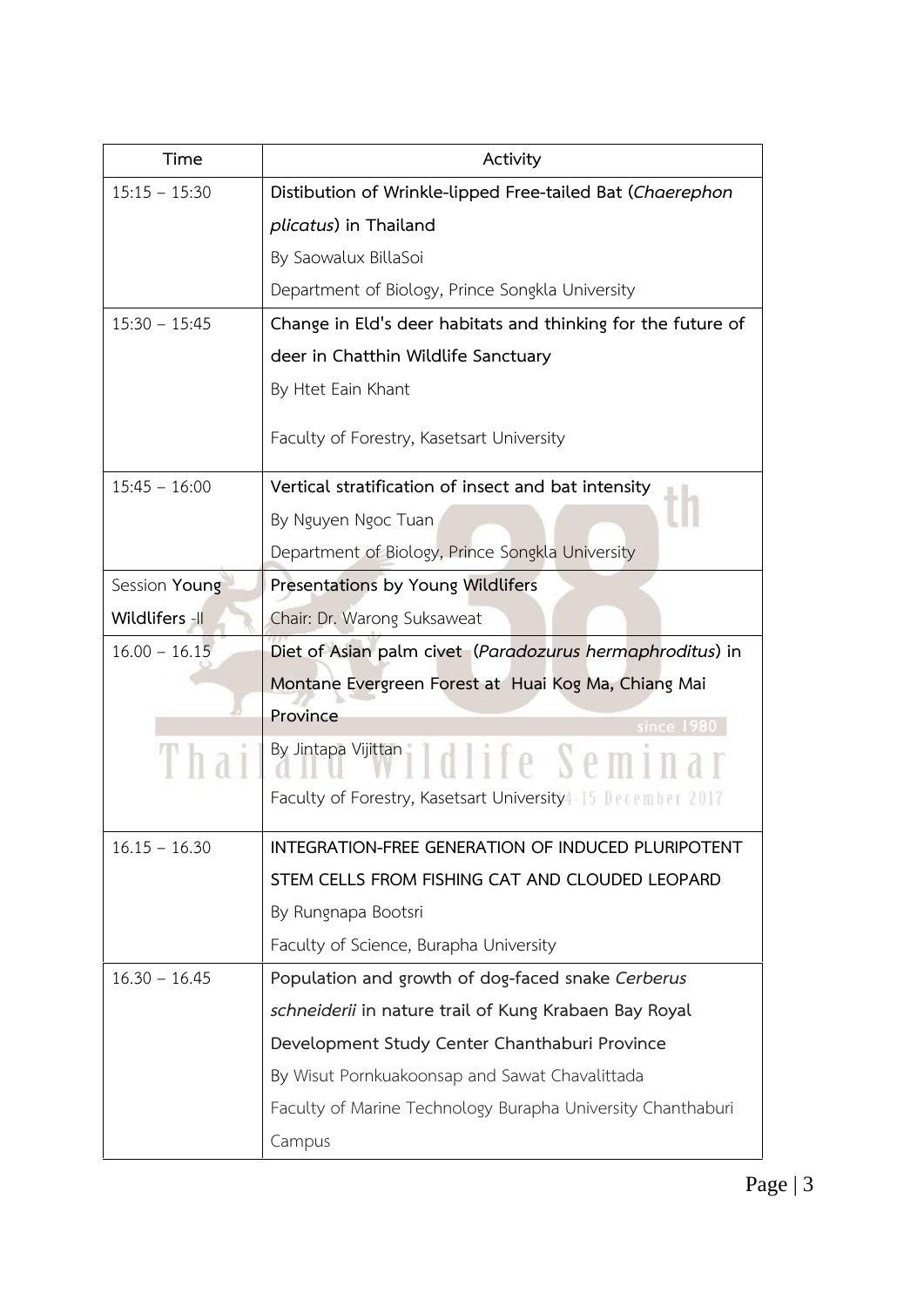| Time | Activity |
|---|---|
| 15:15 – 15:30 | **Distibution of Wrinkle-lipped Free-tailed Bat (*Chaerephon plicatus*) in Thailand**<br>By Saowalux BillaSoi<br>Department of Biology, Prince Songkla University |
| 15:30 – 15:45 | **Change in Eld's deer habitats and thinking for the future of deer in Chatthin Wildlife Sanctuary**<br>By Htet Eain Khant<br>Faculty of Forestry, Kasetsart University |
| 15:45 – 16:00 | **Vertical stratification of insect and bat intensity**<br>By Nguyen Ngoc Tuan<br>Department of Biology, Prince Songkla University |
| Session **Young Wildlifers** -II | **Presentations by Young Wildlifers**<br>Chair: Dr. Warong Suksaweat |
| 16.00 – 16.15 | **Diet of Asian palm civet (*Paradozurus hermaphroditus*) in Montane Evergreen Forest at Huai Kog Ma, Chiang Mai Province**<br>By Jintapa Vijittan<br>Faculty of Forestry, Kasetsart University |
| 16.15 – 16.30 | **INTEGRATION-FREE GENERATION OF INDUCED PLURIPOTENT STEM CELLS FROM FISHING CAT AND CLOUDED LEOPARD**<br>By Rungnapa Bootsri<br>Faculty of Science, Burapha University |
| 16.30 – 16.45 | **Population and growth of dog-faced snake *Cerberus schneiderii* in nature trail of Kung Krabaen Bay Royal Development Study Center Chanthaburi Province**<br>By Wisut Pornkuakoonsap and Sawat Chavalittada<br>Faculty of Marine Technology Burapha University Chanthaburi Campus |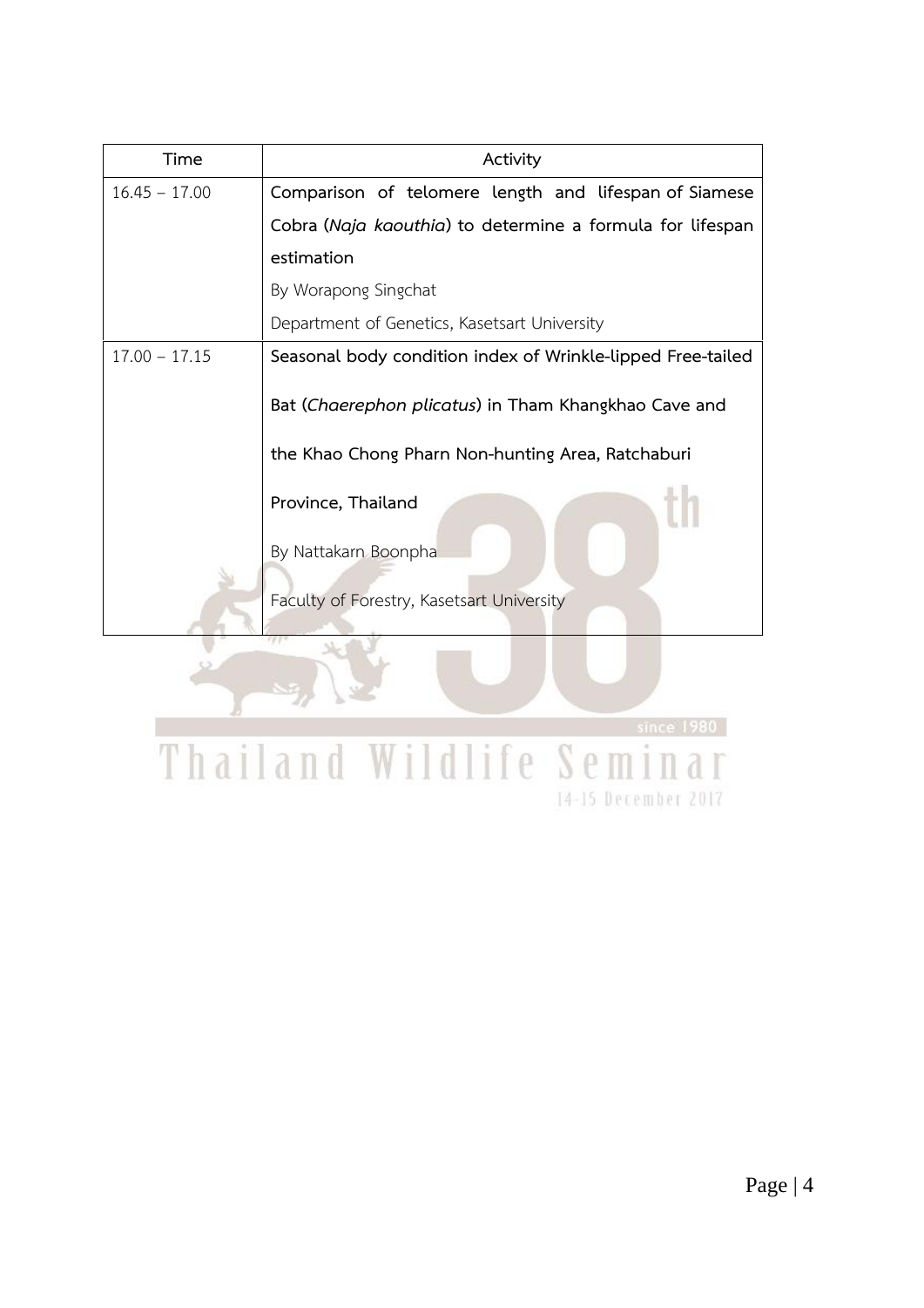| Time | Activity |
| --- | --- |
| 16.45 – 17.00 | **Comparison of telomere length and lifespan of Siamese Cobra (*Naja kaouthia*) to determine a formula for lifespan estimation**<br>By Worapong Singchat<br>Department of Genetics, Kasetsart University |
| 17.00 – 17.15 | **Seasonal body condition index of Wrinkle-lipped Free-tailed Bat (*Chaerephon plicatus*) in Tham Khangkhao Cave and the Khao Chong Pharn Non-hunting Area, Ratchaburi Province, Thailand**<br>By Nattakarn Boonpha<br>Faculty of Forestry, Kasetsart University |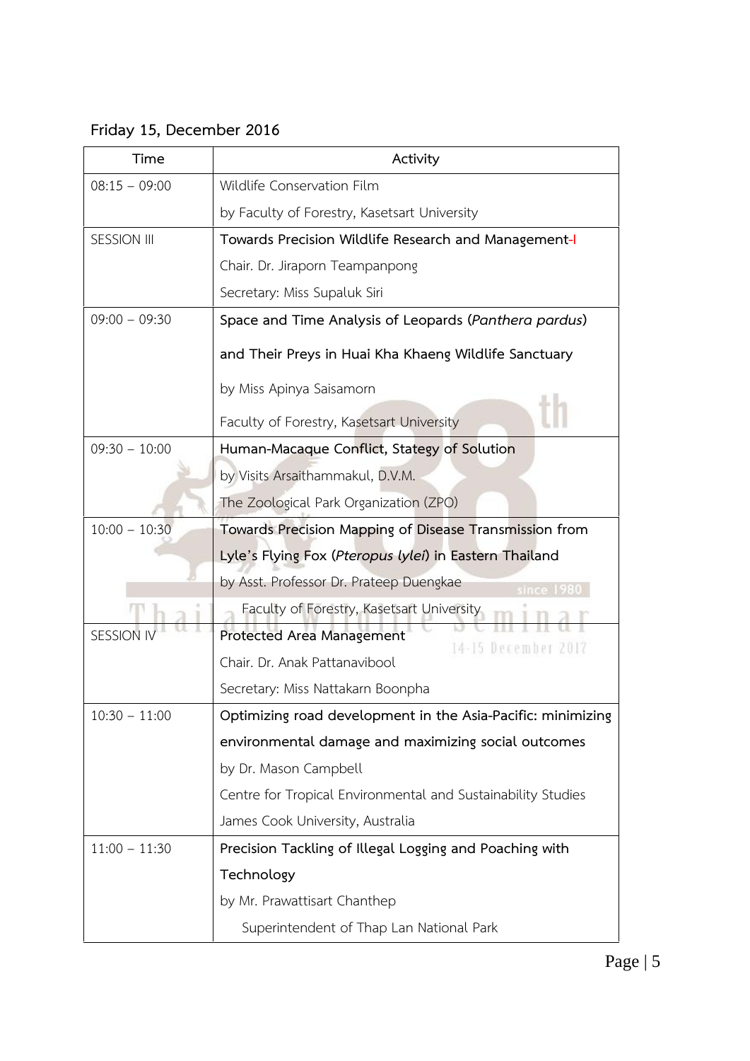**Friday 15, December 2016**

| Time | Activity |
|---|---|
| 08:15 – 09:00 | Wildlife Conservation Film<br>by Faculty of Forestry, Kasetsart University |
| SESSION III | **Towards Precision Wildlife Research and Management-I**<br>Chair. Dr. Jiraporn Teampanpong<br>Secretary: Miss Supaluk Siri |
| 09:00 – 09:30 | **Space and Time Analysis of Leopards (*Panthera pardus*) and Their Preys in Huai Kha Khaeng Wildlife Sanctuary**<br>by Miss Apinya Saisamorn<br>Faculty of Forestry, Kasetsart University |
| 09:30 – 10:00 | **Human-Macaque Conflict, Stategy of Solution**<br>by Visits Arsaithammakul, D.V.M.<br>The Zoological Park Organization (ZPO) |
| 10:00 – 10:30 | **Towards Precision Mapping of Disease Transmission from Lyle's Flying Fox (*Pteropus lylei*) in Eastern Thailand**<br>by Asst. Professor Dr. Prateep Duengkae<br>Faculty of Forestry, Kasetsart University |
| SESSION IV | **Protected Area Management**<br>Chair. Dr. Anak Pattanavibool<br>Secretary: Miss Nattakarn Boonpha |
| 10:30 – 11:00 | **Optimizing road development in the Asia-Pacific: minimizing environmental damage and maximizing social outcomes**<br>by Dr. Mason Campbell<br>Centre for Tropical Environmental and Sustainability Studies<br>James Cook University, Australia |
| 11:00 – 11:30 | **Precision Tackling of Illegal Logging and Poaching with Technology**<br>by Mr. Prawattisart Chanthep<br>Superintendent of Thap Lan National Park |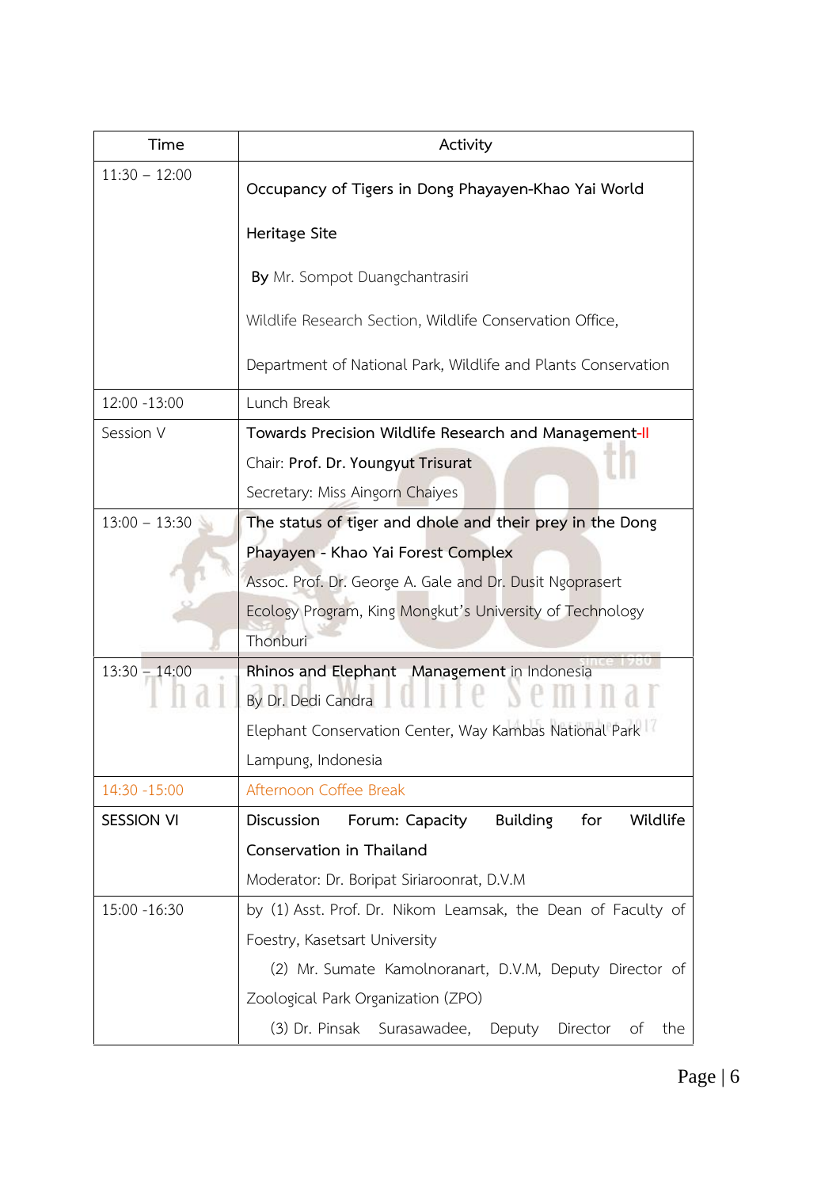| Time | Activity |
|---|---|
| 11:30 – 12:00 | **Occupancy of Tigers in Dong Phayayen-Khao Yai World Heritage Site**<br>**By** Mr. Sompot Duangchantrasiri<br>Wildlife Research Section, Wildlife Conservation Office,<br>Department of National Park, Wildlife and Plants Conservation |
| 12:00 -13:00 | Lunch Break |
| Session V | **Towards Precision Wildlife Research and Management-II**<br>Chair: **Prof. Dr. Youngyut Trisurat**<br>Secretary: Miss Aingorn Chaiyes |
| 13:00 – 13:30 | **The status of tiger and dhole and their prey in the Dong Phayayen - Khao Yai Forest Complex**<br>Assoc. Prof. Dr. George A. Gale and Dr. Dusit Ngoprasert<br>Ecology Program, King Mongkut's University of Technology Thonburi |
| 13:30 – 14:00 | **Rhinos and Elephant Management** in Indonesia<br>By Dr. Dedi Candra<br>Elephant Conservation Center, Way Kambas National Park Lampung, Indonesia |
| 14:30 -15:00 | Afternoon Coffee Break |
| SESSION VI | **Discussion Forum: Capacity Building for Wildlife Conservation in Thailand**<br>Moderator: Dr. Boripat Siriaroonrat, D.V.M |
| 15:00 -16:30 | by (1) Asst. Prof. Dr. Nikom Leamsak, the Dean of Faculty of Foestry, Kasetsart University<br>(2) Mr. Sumate Kamolnoranart, D.V.M, Deputy Director of Zoological Park Organization (ZPO)<br>(3) Dr. Pinsak Surasawadee, Deputy Director of the |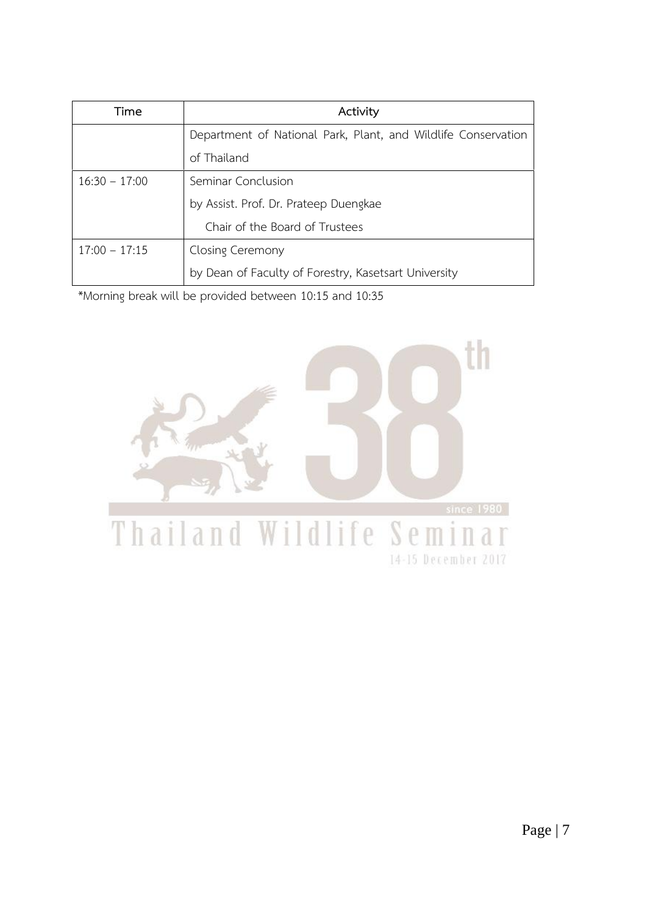| Time | Activity |
| --- | --- |
| | Department of National Park, Plant, and Wildlife Conservation of Thailand |
| 16:30 – 17:00 | Seminar Conclusion<br>by Assist. Prof. Dr. Prateep Duengkae<br>Chair of the Board of Trustees |
| 17:00 – 17:15 | Closing Ceremony<br>by Dean of Faculty of Forestry, Kasetsart University |

*Morning break will be provided between 10:15 and 10:35

38th

since 1980

Thailand Wildlife Seminar

14-15 December 2017